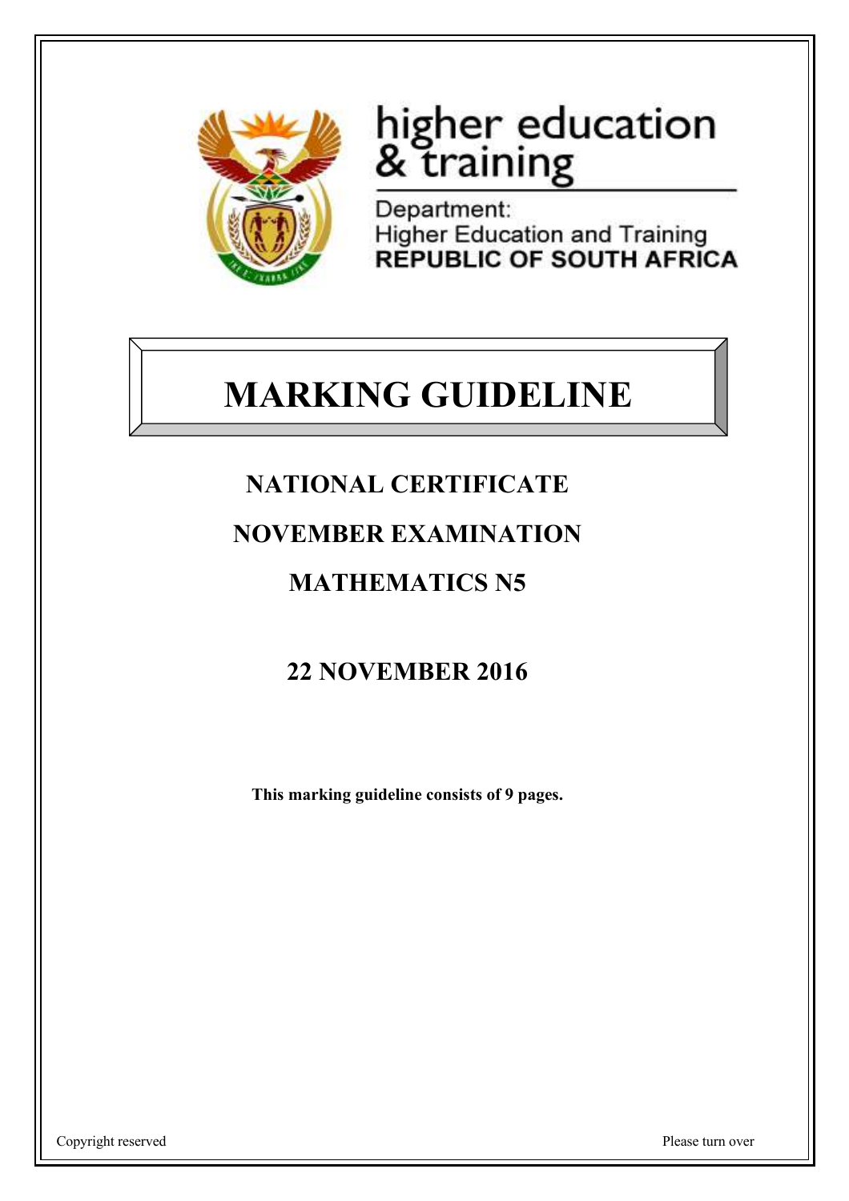higher education
& training

Department:
Higher Education and Training
**REPUBLIC OF SOUTH AFRICA**

# MARKING GUIDELINE

## NATIONAL CERTIFICATE

## NOVEMBER EXAMINATION

## MATHEMATICS N5

## 22 NOVEMBER 2016

**This marking guideline consists of 9 pages.**

Copyright reserved

Please turn over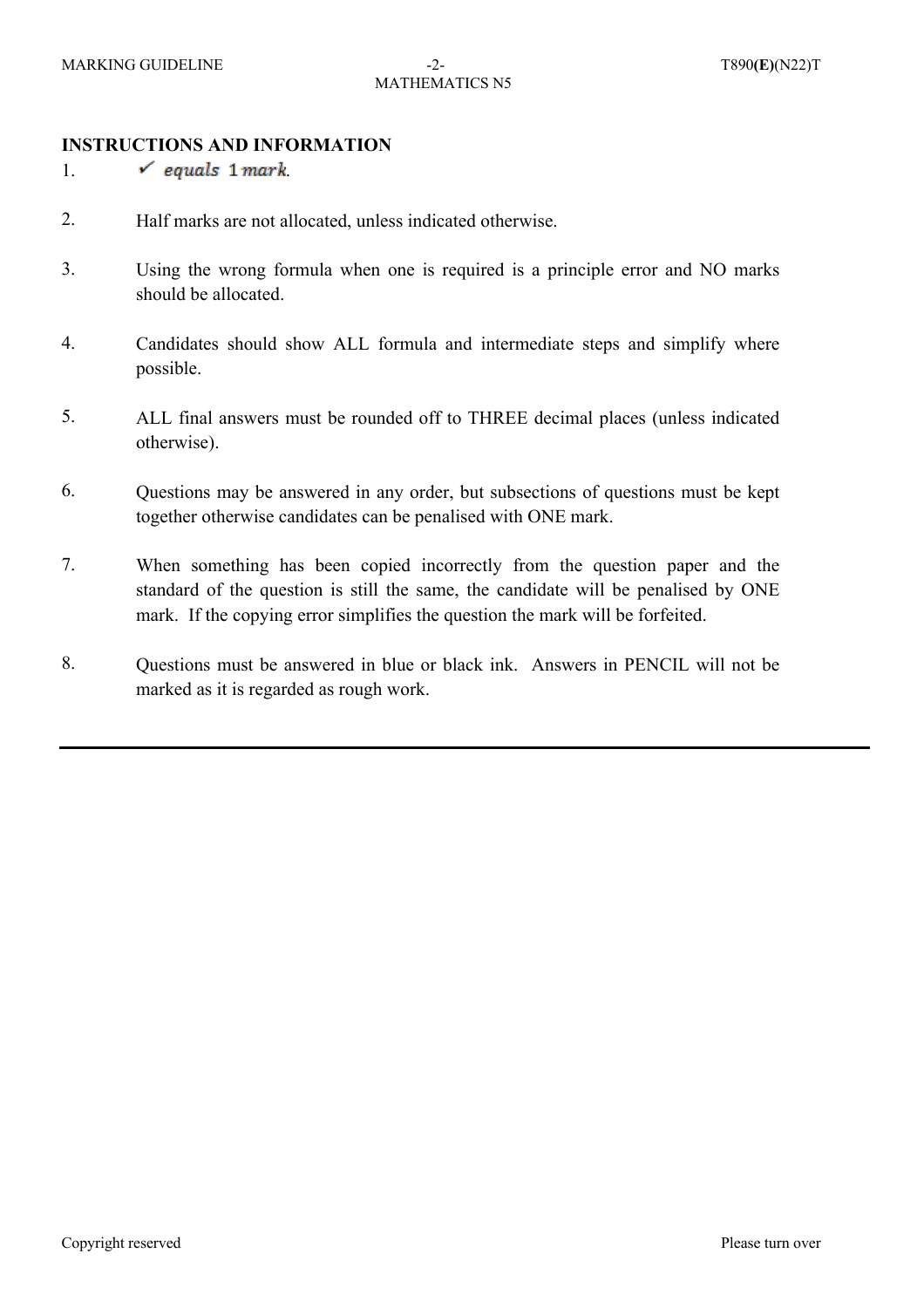## INSTRUCTIONS AND INFORMATION

1. ✓ *equals* 1 *mark*.
2. Half marks are not allocated, unless indicated otherwise.
3. Using the wrong formula when one is required is a principle error and NO marks should be allocated.
4. Candidates should show ALL formula and intermediate steps and simplify where possible.
5. ALL final answers must be rounded off to THREE decimal places (unless indicated otherwise).
6. Questions may be answered in any order, but subsections of questions must be kept together otherwise candidates can be penalised with ONE mark.
7. When something has been copied incorrectly from the question paper and the standard of the question is still the same, the candidate will be penalised by ONE mark. If the copying error simplifies the question the mark will be forfeited.
8. Questions must be answered in blue or black ink. Answers in PENCIL will not be marked as it is regarded as rough work.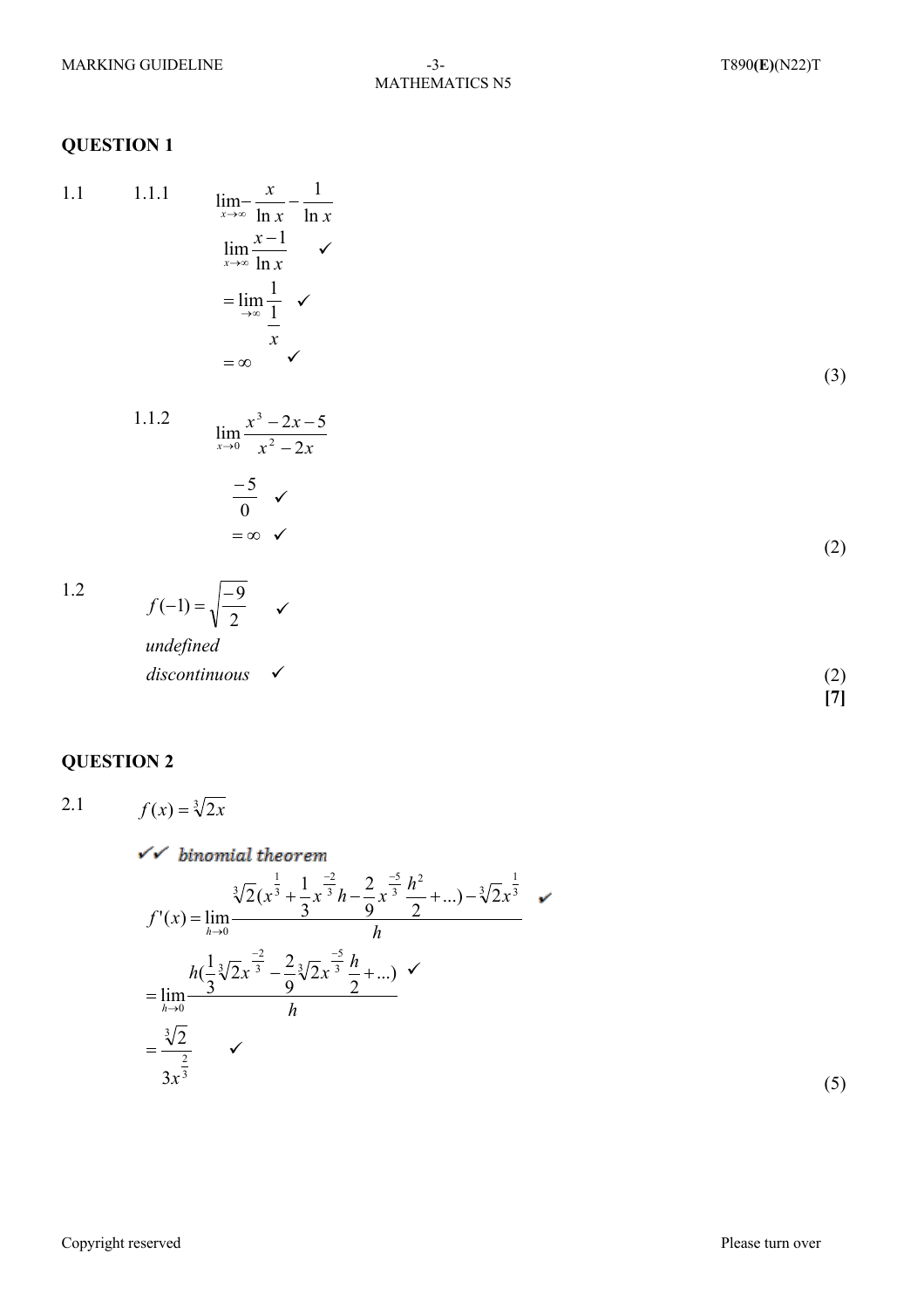## QUESTION 1

1.1 1.1.1

$$\lim_{x\to\infty} \frac{x}{\ln x} - \frac{1}{\ln x}$$

$$\lim_{x\to\infty} \frac{x-1}{\ln x} \quad ✓$$

$$= \lim_{\to\infty} \frac{1}{\frac{1}{x}} \quad ✓$$

$$= \infty \quad ✓$$

(3)

1.1.2

$$\lim_{x\to 0} \frac{x^3 - 2x - 5}{x^2 - 2x}$$

$$\frac{-5}{0} \quad ✓$$

$$= \infty \quad ✓$$

(2)

1.2

$$f(-1) = \sqrt{\frac{-9}{2}} \quad ✓$$

*undefined*

*discontinuous* ✓

(2)

**[7]**

## QUESTION 2

2.1 $f(x) = \sqrt[3]{2x}$

✓✓ *binomial theorem*

$$f'(x) = \lim_{h\to 0} \frac{\sqrt[3]{2}(x^{\frac{1}{3}} + \frac{1}{3}x^{\frac{-2}{3}}h - \frac{2}{9}x^{\frac{-5}{3}}\frac{h^2}{2} + \ldots) - \sqrt[3]{2}x^{\frac{1}{3}}}{h} \quad ✓$$

$$= \lim_{h\to 0} \frac{h(\frac{1}{3}\sqrt[3]{2}x^{\frac{-2}{3}} - \frac{2}{9}\sqrt[3]{2}x^{\frac{-5}{3}}\frac{h}{2} + \ldots)}{h} \quad ✓$$

$$= \frac{\sqrt[3]{2}}{3x^{\frac{2}{3}}} \quad ✓$$

(5)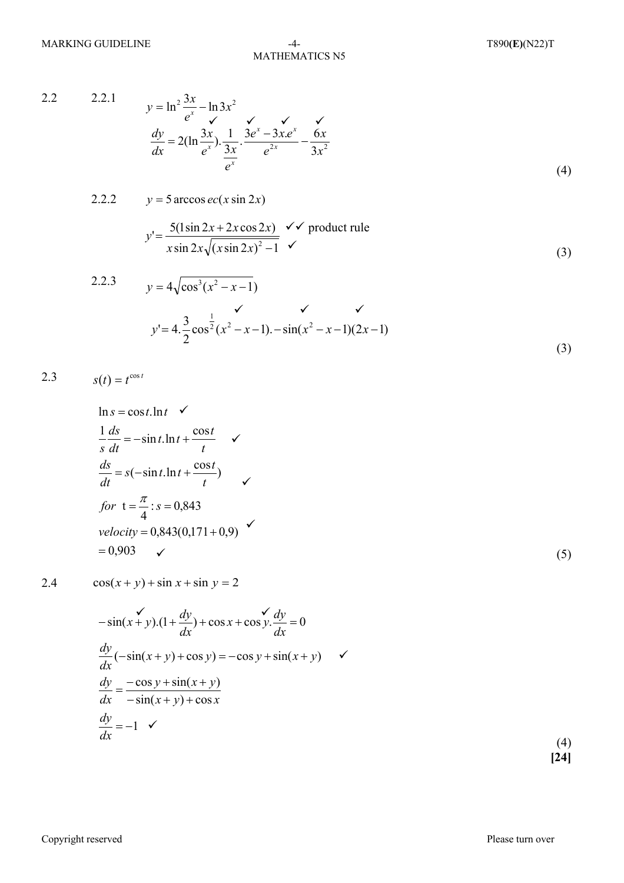2.2 2.2.1

$$y = \ln^2 \frac{3x}{e^x} - \ln 3x^2$$

$$\frac{dy}{dx} = 2(\ln \frac{3x}{e^x}) . \frac{1}{\frac{3x}{e^x}} . \frac{3e^x - 3x.e^x}{e^{2x}} - \frac{6x}{3x^2}$$

✓ ✓ ✓ ✓ (4)

2.2.2

$$y = 5 \operatorname{arccos} ec(x \sin 2x)$$

$$y' = \frac{5(1 \sin 2x + 2x \cos 2x)}{x \sin 2x \sqrt{(x \sin 2x)^2 - 1}}$$

✓✓ product rule
✓ (3)

2.2.3

$$y = 4\sqrt{\cos^3(x^2 - x - 1)}$$

$$y' = 4.\frac{3}{2}\cos^{\frac{1}{2}}(x^2 - x - 1). - \sin(x^2 - x - 1)(2x - 1)$$

✓ ✓ ✓ (3)

2.3

$$s(t) = t^{\cos t}$$

$$\ln s = \cos t . \ln t \quad ✓$$

$$\frac{1}{s}\frac{ds}{dt} = -\sin t . \ln t + \frac{\cos t}{t} \quad ✓$$

$$\frac{ds}{dt} = s(-\sin t . \ln t + \frac{\cos t}{t}) \quad ✓$$

$$for \;\; t = \frac{\pi}{4} : s = 0{,}843$$

$$velocity = 0{,}843(0{,}171 + 0{,}9) \quad ✓$$

$$= 0{,}903 \quad ✓$$

(5)

2.4

$$\cos(x + y) + \sin x + \sin y = 2$$

$$-\sin(x + y).(1 + \frac{dy}{dx}) + \cos x + \cos y.\frac{dy}{dx} = 0 \quad ✓ \; ✓$$

$$\frac{dy}{dx}(-\sin(x + y) + \cos y) = -\cos y + \sin(x + y) \quad ✓$$

$$\frac{dy}{dx} = \frac{-\cos y + \sin(x + y)}{-\sin(x + y) + \cos x}$$

$$\frac{dy}{dx} = -1 \quad ✓$$

(4)

**[24]**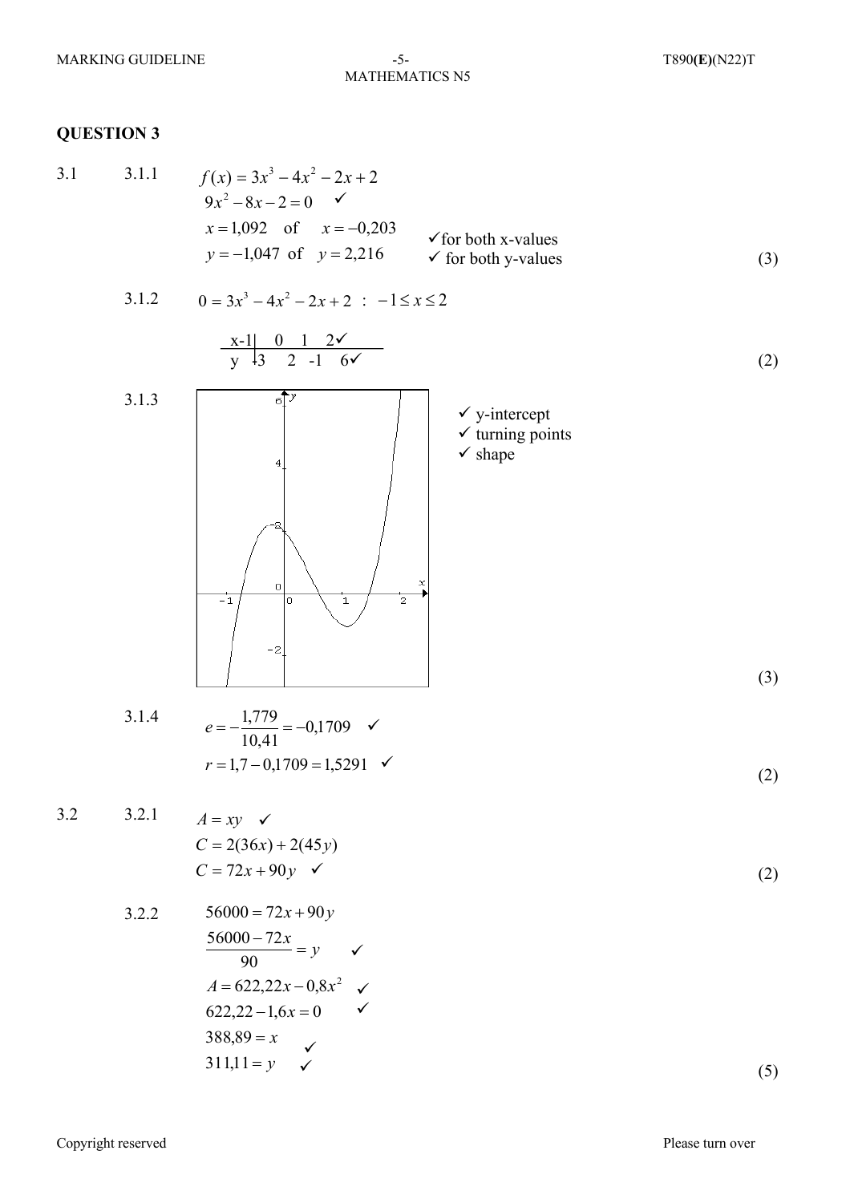## QUESTION 3

**3.1**

**3.1.1**

$f(x) = 3x^3 - 4x^2 - 2x + 2$

$9x^2 - 8x - 2 = 0$ ✓

$x = 1{,}092$ of $x = -0{,}203$ ✓for both x-values

$y = -1{,}047$ of $y = 2{,}216$ ✓ for both y-values **(3)**

**3.1.2**

$0 = 3x^3 - 4x^2 - 2x + 2 \; : \; -1 \leq x \leq 2$

| x | -1 | 0 | 1 | 2✓ |
|---|---|---|---|---|
| y | -3 | 2 | -1 | 6✓ |

**(2)**

**3.1.3**

✓ y-intercept
✓ turning points
✓ shape

**(3)**

**3.1.4**

$e = -\frac{1{,}779}{10{,}41} = -0{,}1709$ ✓

$r = 1{,}7 - 0{,}1709 = 1{,}5291$ ✓ **(2)**

**3.2**

**3.2.1**

$A = xy$ ✓

$C = 2(36x) + 2(45y)$

$C = 72x + 90y$ ✓ **(2)**

**3.2.2**

$56000 = 72x + 90y$

$\frac{56000 - 72x}{90} = y$ ✓

$A = 622{,}22x - 0{,}8x^2$ ✓

$622{,}22 - 1{,}6x = 0$ ✓

$388{,}89 = x$ ✓

$311{,}11 = y$ ✓ **(5)**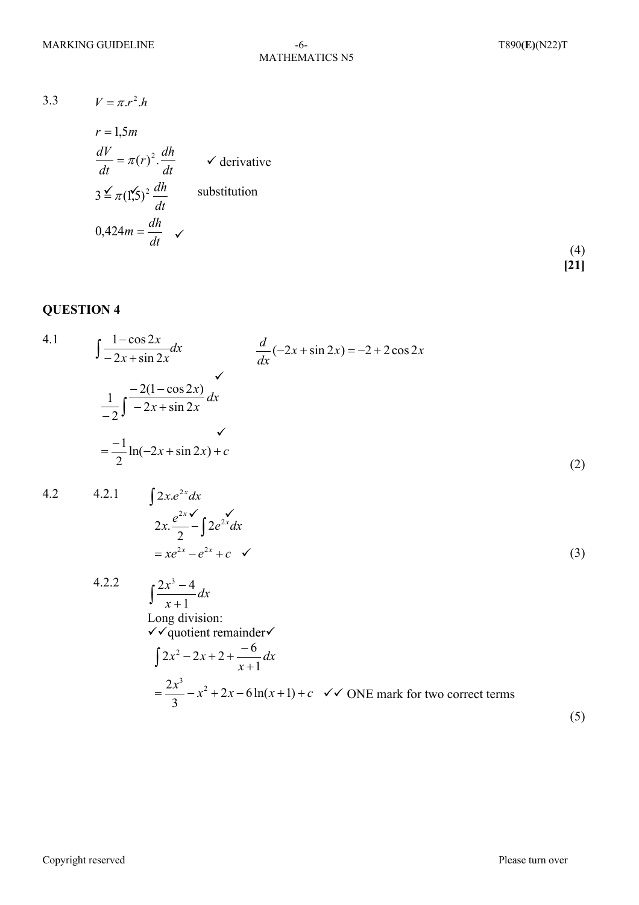3.3 $V = \pi . r^2 . h$

$r = 1{,}5m$

$\frac{dV}{dt} = \pi (r)^2 . \frac{dh}{dt}$ ✓ derivative

$3 = \pi (1{,}5)^2 \frac{dh}{dt}$ ✓✓ substitution

$0{,}424m = \frac{dh}{dt}$ ✓

(4)

**[21]**

## QUESTION 4

4.1 $\int \frac{1 - \cos 2x}{-2x + \sin 2x} dx$ $\frac{d}{dx}(-2x + \sin 2x) = -2 + 2\cos 2x$

✓

$\frac{1}{-2} \int \frac{-2(1 - \cos 2x)}{-2x + \sin 2x} dx$

✓

$= \frac{-1}{2} \ln(-2x + \sin 2x) + c$

(2)

4.2 4.2.1 $\int 2x.e^{2x} dx$

$2x.\frac{e^{2x}}{2} - \int 2e^{2x} dx$ ✓ ✓

$= xe^{2x} - e^{2x} + c$ ✓

(3)

4.2.2 $\int \frac{2x^3 - 4}{x + 1} dx$

Long division:

✓✓quotient remainder✓

$\int 2x^2 - 2x + 2 + \frac{-6}{x+1} dx$

$= \frac{2x^3}{3} - x^2 + 2x - 6\ln(x+1) + c$ ✓✓ ONE mark for two correct terms

(5)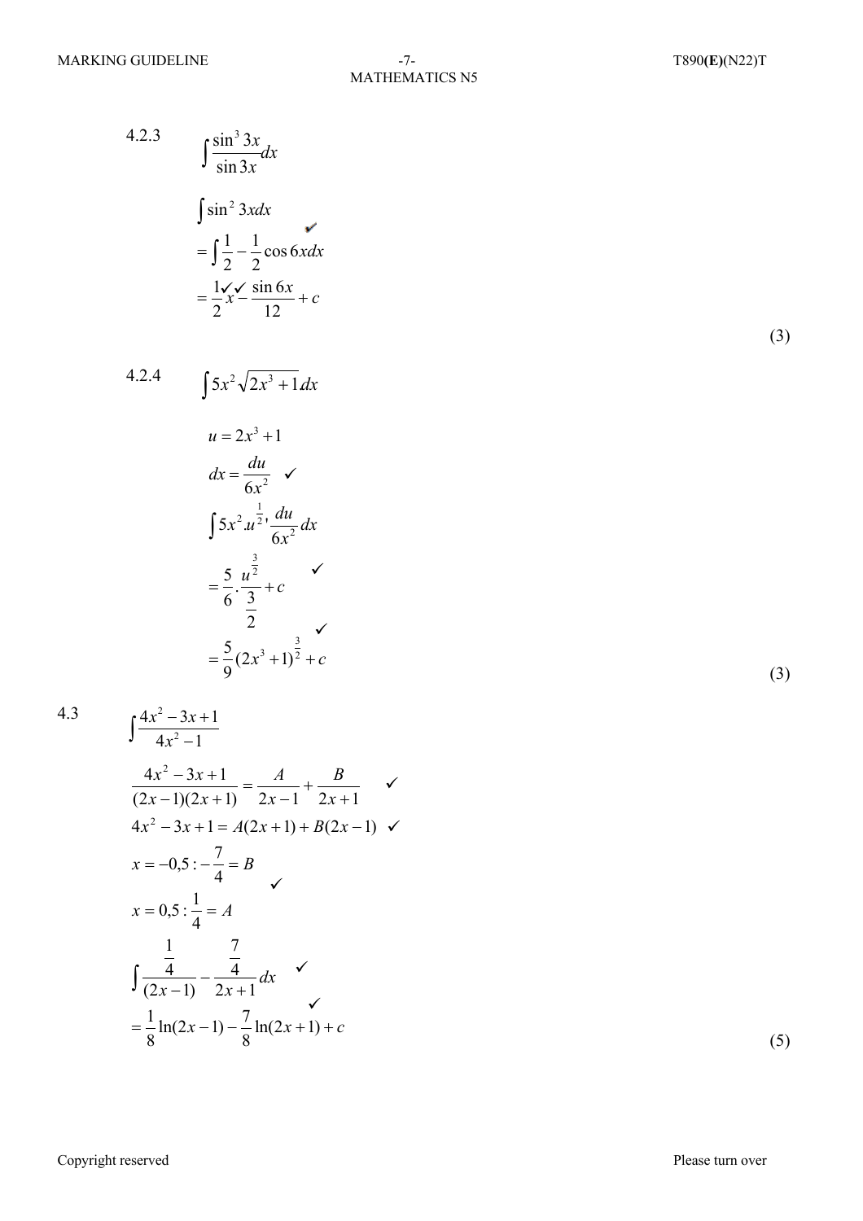4.2.3 $\int \frac{\sin^3 3x}{\sin 3x} dx$

$\int \sin^2 3x dx$

$= \int \frac{1}{2} - \frac{1}{2}\cos 6x dx$ ✓

$= \frac{1}{2}x - \frac{\sin 6x}{12} + c$ ✓✓

(3)

4.2.4 $\int 5x^2\sqrt{2x^3+1}dx$

$u = 2x^3 + 1$

$dx = \frac{du}{6x^2}$ ✓

$\int 5x^2.u^{\frac{1}{2}}, \frac{du}{6x^2} dx$

$= \frac{5}{6}.\frac{u^{\frac{3}{2}}}{\frac{3}{2}} + c$ ✓

$= \frac{5}{9}(2x^3+1)^{\frac{3}{2}} + c$ ✓

(3)

4.3 $\int \frac{4x^2-3x+1}{4x^2-1}$

$\frac{4x^2-3x+1}{(2x-1)(2x+1)} = \frac{A}{2x-1} + \frac{B}{2x+1}$ ✓

$4x^2 - 3x + 1 = A(2x+1) + B(2x-1)$ ✓

$x = -0,5 : -\frac{7}{4} = B$ ✓

$x = 0,5 : \frac{1}{4} = A$

$\int \frac{\frac{1}{4}}{(2x-1)} - \frac{\frac{7}{4}}{2x+1} dx$ ✓

$= \frac{1}{8}\ln(2x-1) - \frac{7}{8}\ln(2x+1) + c$ ✓

(5)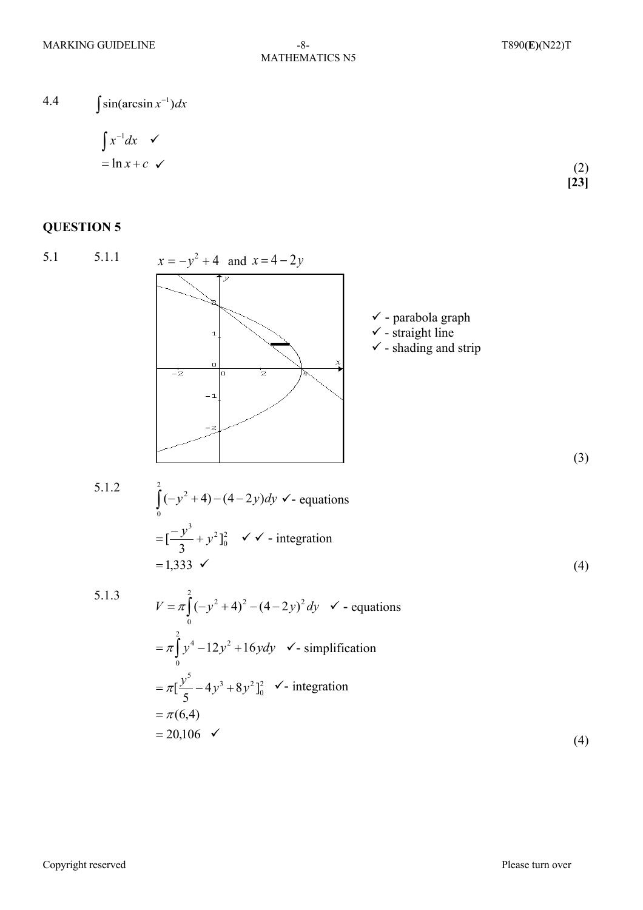4.4 $\int \sin(\arcsin x^{-1})dx$

$\int x^{-1}dx$ ✓

$= \ln x + c$ ✓ (2)

**[23]**

## QUESTION 5

5.1 5.1.1 $x = -y^2 + 4$ and $x = 4 - 2y$

✓ - parabola graph
✓ - straight line
✓ - shading and strip

(3)

5.1.2

$$\int_0^2 (-y^2 + 4) - (4 - 2y)dy \text{ ✓- equations}$$

$$= [\frac{-y^3}{3} + y^2]_0^2 \quad \text{✓ ✓ - integration}$$

$$= 1{,}333 \text{ ✓}$$

(4)

5.1.3

$$V = \pi \int_0^2 (-y^2 + 4)^2 - (4 - 2y)^2 dy \quad \text{✓ - equations}$$

$$= \pi \int_0^2 y^4 - 12y^2 + 16ydy \quad \text{✓- simplification}$$

$$= \pi[\frac{y^5}{5} - 4y^3 + 8y^2]_0^2 \quad \text{✓- integration}$$

$$= \pi(6{,}4)$$

$$= 20{,}106 \quad \text{✓}$$

(4)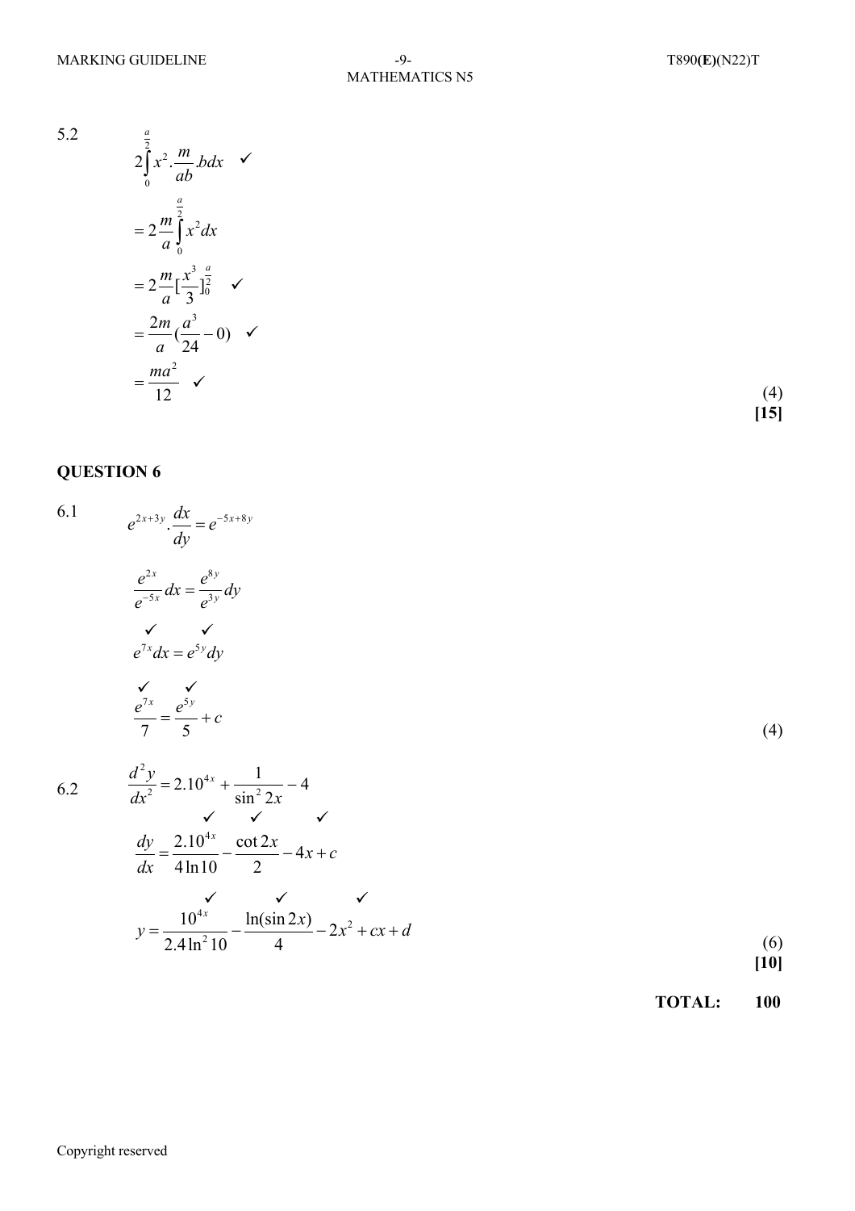5.2

$$2\int_0^{\frac{a}{2}} x^2.\frac{m}{ab}.bdx \quad ✓$$

$$= 2\frac{m}{a}\int_0^{\frac{a}{2}} x^2 dx$$

$$= 2\frac{m}{a}[\frac{x^3}{3}]_0^{\frac{a}{2}} \quad ✓$$

$$= \frac{2m}{a}(\frac{a^3}{24} - 0) \quad ✓$$

$$= \frac{ma^2}{12} \quad ✓$$

(4)

**[15]**

## QUESTION 6

6.1

$$e^{2x+3y}.\frac{dx}{dy} = e^{-5x+8y}$$

$$\frac{e^{2x}}{e^{-5x}}dx = \frac{e^{8y}}{e^{3y}}dy$$

✓ ✓

$$e^{7x}dx = e^{5y}dy$$

✓ ✓

$$\frac{e^{7x}}{7} = \frac{e^{5y}}{5} + c$$

(4)

6.2

$$\frac{d^2y}{dx^2} = 2.10^{4x} + \frac{1}{\sin^2 2x} - 4$$

✓ ✓ ✓

$$\frac{dy}{dx} = \frac{2.10^{4x}}{4\ln 10} - \frac{\cot 2x}{2} - 4x + c$$

✓ ✓ ✓

$$y = \frac{10^{4x}}{2.4\ln^2 10} - \frac{\ln(\sin 2x)}{4} - 2x^2 + cx + d$$

(6)

**[10]**

**TOTAL: 100**